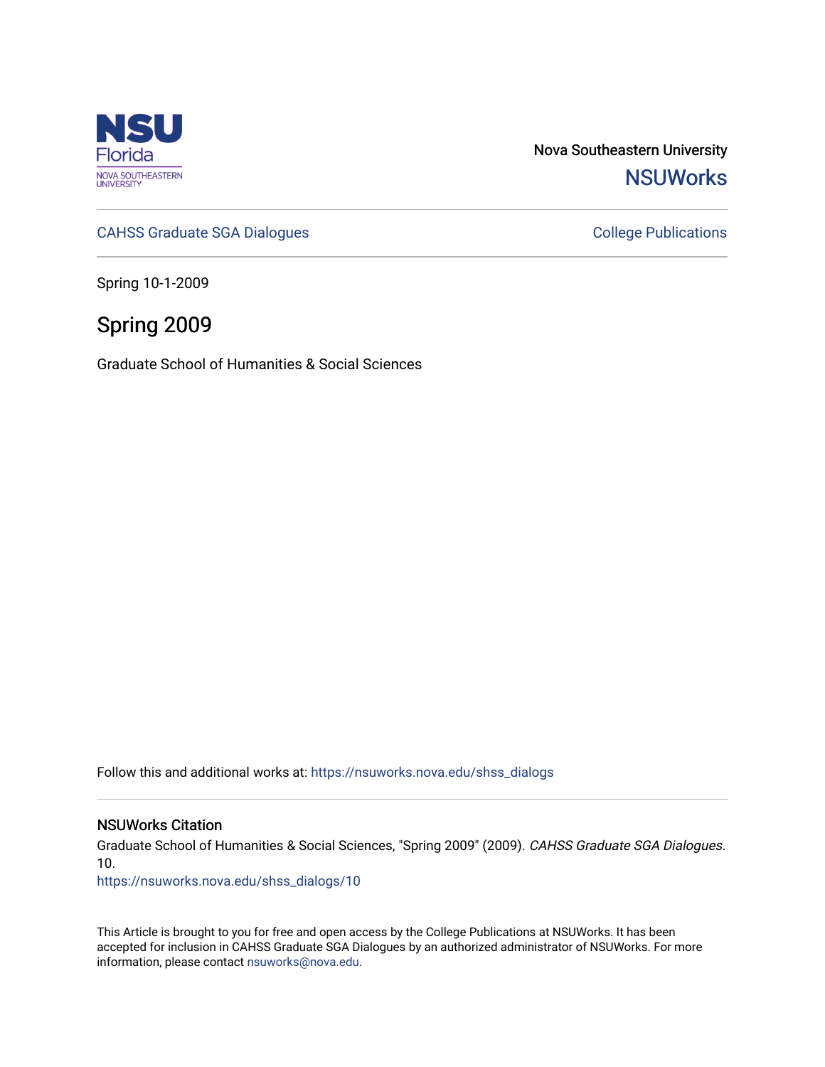Nova Southeastern University

**NSUWorks**

CAHSS Graduate SGA Dialogues

College Publications

Spring 10-1-2009

# Spring 2009

Graduate School of Humanities & Social Sciences

Follow this and additional works at: https://nsuworks.nova.edu/shss_dialogs

## NSUWorks Citation

Graduate School of Humanities & Social Sciences, "Spring 2009" (2009). *CAHSS Graduate SGA Dialogues*. 10.
https://nsuworks.nova.edu/shss_dialogs/10

This Article is brought to you for free and open access by the College Publications at NSUWorks. It has been accepted for inclusion in CAHSS Graduate SGA Dialogues by an authorized administrator of NSUWorks. For more information, please contact nsuworks@nova.edu.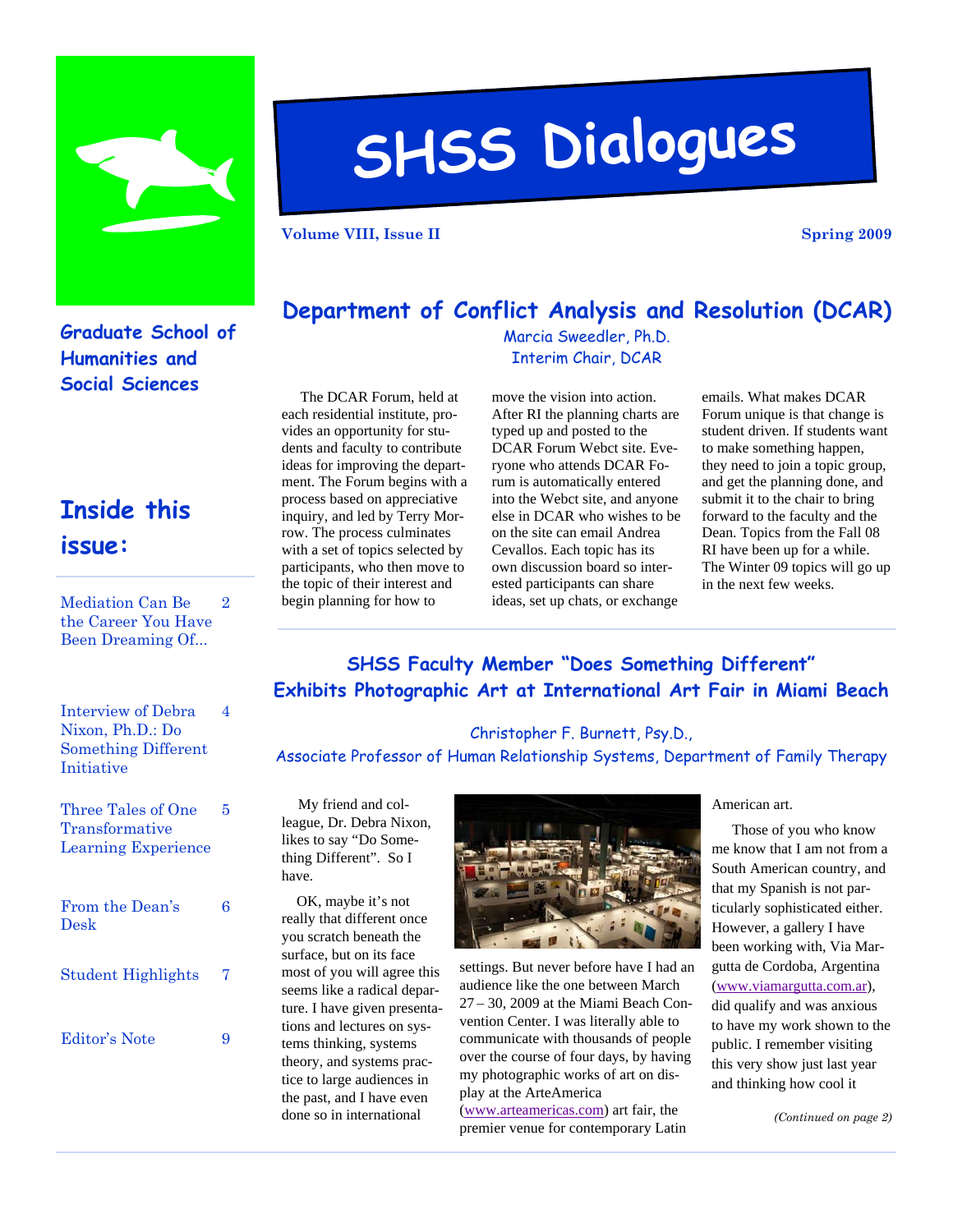# SHSS Dialogues

**Volume VIII, Issue II** **Spring 2009**

**Graduate School of Humanities and Social Sciences**

## Inside this issue:

| | |
|---|---|
| Mediation Can Be the Career You Have Been Dreaming Of... | 2 |
| Interview of Debra Nixon, Ph.D.: Do Something Different Initiative | 4 |
| Three Tales of One Transformative Learning Experience | 5 |
| From the Dean's Desk | 6 |
| Student Highlights | 7 |
| Editor's Note | 9 |

## Department of Conflict Analysis and Resolution (DCAR)

Marcia Sweedler, Ph.D.
Interim Chair, DCAR

The DCAR Forum, held at each residential institute, provides an opportunity for students and faculty to contribute ideas for improving the department. The Forum begins with a process based on appreciative inquiry, and led by Terry Morrow. The process culminates with a set of topics selected by participants, who then move to the topic of their interest and begin planning for how to move the vision into action. After RI the planning charts are typed up and posted to the DCAR Forum Webct site. Everyone who attends DCAR Forum is automatically entered into the Webct site, and anyone else in DCAR who wishes to be on the site can email Andrea Cevallos. Each topic has its own discussion board so interested participants can share ideas, set up chats, or exchange emails. What makes DCAR Forum unique is that change is student driven. If students want to make something happen, they need to join a topic group, and get the planning done, and submit it to the chair to bring forward to the faculty and the Dean. Topics from the Fall 08 RI have been up for a while. The Winter 09 topics will go up in the next few weeks.

## SHSS Faculty Member "Does Something Different" Exhibits Photographic Art at International Art Fair in Miami Beach

Christopher F. Burnett, Psy.D.,
Associate Professor of Human Relationship Systems, Department of Family Therapy

My friend and colleague, Dr. Debra Nixon, likes to say "Do Something Different". So I have.

OK, maybe it's not really that different once you scratch beneath the surface, but on its face most of you will agree this seems like a radical departure. I have given presentations and lectures on systems thinking, systems theory, and systems practice to large audiences in the past, and I have even done so in international settings. But never before have I had an audience like the one between March 27 – 30, 2009 at the Miami Beach Convention Center. I was literally able to communicate with thousands of people over the course of four days, by having my photographic works of art on display at the ArteAmerica (www.arteamericas.com) art fair, the premier venue for contemporary Latin American art.

Those of you who know me know that I am not from a South American country, and that my Spanish is not particularly sophisticated either. However, a gallery I have been working with, Via Margutta de Cordoba, Argentina (www.viamargutta.com.ar), did qualify and was anxious to have my work shown to the public. I remember visiting this very show just last year and thinking how cool it

*(Continued on page 2)*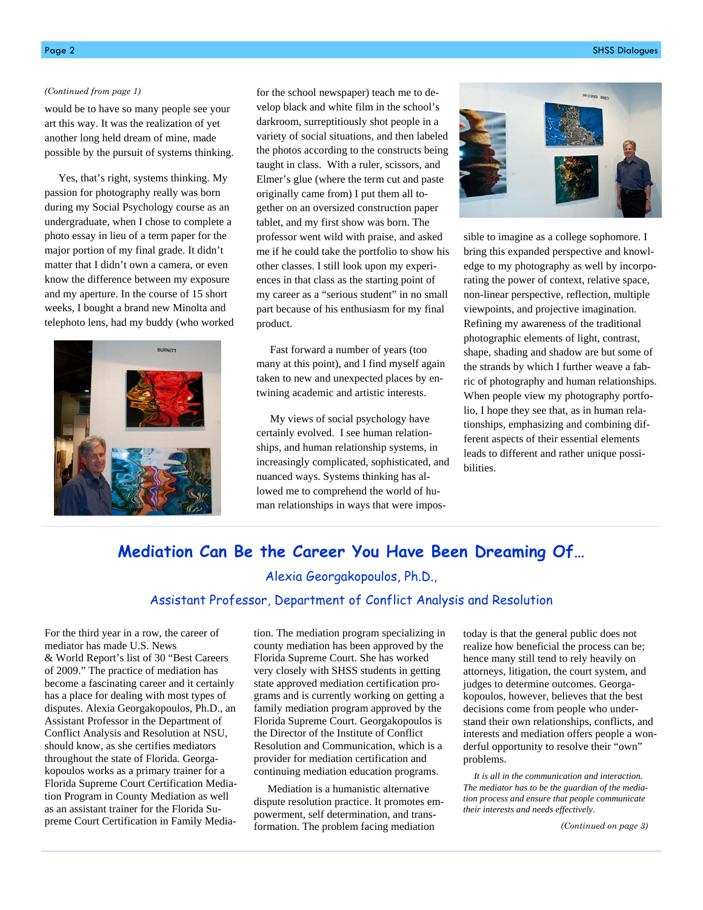*(Continued from page 1)*

would be to have so many people see your art this way. It was the realization of yet another long held dream of mine, made possible by the pursuit of systems thinking.

Yes, that's right, systems thinking. My passion for photography really was born during my Social Psychology course as an undergraduate, when I chose to complete a photo essay in lieu of a term paper for the major portion of my final grade. It didn't matter that I didn't own a camera, or even know the difference between my exposure and my aperture. In the course of 15 short weeks, I bought a brand new Minolta and telephoto lens, had my buddy (who worked for the school newspaper) teach me to develop black and white film in the school's darkroom, surreptitiously shot people in a variety of social situations, and then labeled the photos according to the constructs being taught in class. With a ruler, scissors, and Elmer's glue (where the term cut and paste originally came from) I put them all together on an oversized construction paper tablet, and my first show was born. The professor went wild with praise, and asked me if he could take the portfolio to show his other classes. I still look upon my experiences in that class as the starting point of my career as a "serious student" in no small part because of his enthusiasm for my final product.

Fast forward a number of years (too many at this point), and I find myself again taken to new and unexpected places by entwining academic and artistic interests.

My views of social psychology have certainly evolved. I see human relationships, and human relationship systems, in increasingly complicated, sophisticated, and nuanced ways. Systems thinking has allowed me to comprehend the world of human relationships in ways that were impossible to imagine as a college sophomore. I bring this expanded perspective and knowledge to my photography as well by incorporating the power of context, relative space, non-linear perspective, reflection, multiple viewpoints, and projective imagination. Refining my awareness of the traditional photographic elements of light, contrast, shape, shading and shadow are but some of the strands by which I further weave a fabric of photography and human relationships. When people view my photography portfolio, I hope they see that, as in human relationships, emphasizing and combining different aspects of their essential elements leads to different and rather unique possibilities.

## Mediation Can Be the Career You Have Been Dreaming Of…

Alexia Georgakopoulos, Ph.D.,

Assistant Professor, Department of Conflict Analysis and Resolution

For the third year in a row, the career of mediator has made U.S. News & World Report's list of 30 "Best Careers of 2009." The practice of mediation has become a fascinating career and it certainly has a place for dealing with most types of disputes. Alexia Georgakopoulos, Ph.D., an Assistant Professor in the Department of Conflict Analysis and Resolution at NSU, should know, as she certifies mediators throughout the state of Florida. Georgakopoulos works as a primary trainer for a Florida Supreme Court Certification Mediation Program in County Mediation as well as an assistant trainer for the Florida Supreme Court Certification in Family Mediation. The mediation program specializing in county mediation has been approved by the Florida Supreme Court. She has worked very closely with SHSS students in getting state approved mediation certification programs and is currently working on getting a family mediation program approved by the Florida Supreme Court. Georgakopoulos is the Director of the Institute of Conflict Resolution and Communication, which is a provider for mediation certification and continuing mediation education programs.

Mediation is a humanistic alternative dispute resolution practice. It promotes empowerment, self determination, and transformation. The problem facing mediation today is that the general public does not realize how beneficial the process can be; hence many still tend to rely heavily on attorneys, litigation, the court system, and judges to determine outcomes. Georgakopoulos, however, believes that the best decisions come from people who understand their own relationships, conflicts, and interests and mediation offers people a wonderful opportunity to resolve their "own" problems.

*It is all in the communication and interaction. The mediator has to be the guardian of the mediation process and ensure that people communicate their interests and needs effectively.*

*(Continued on page 3)*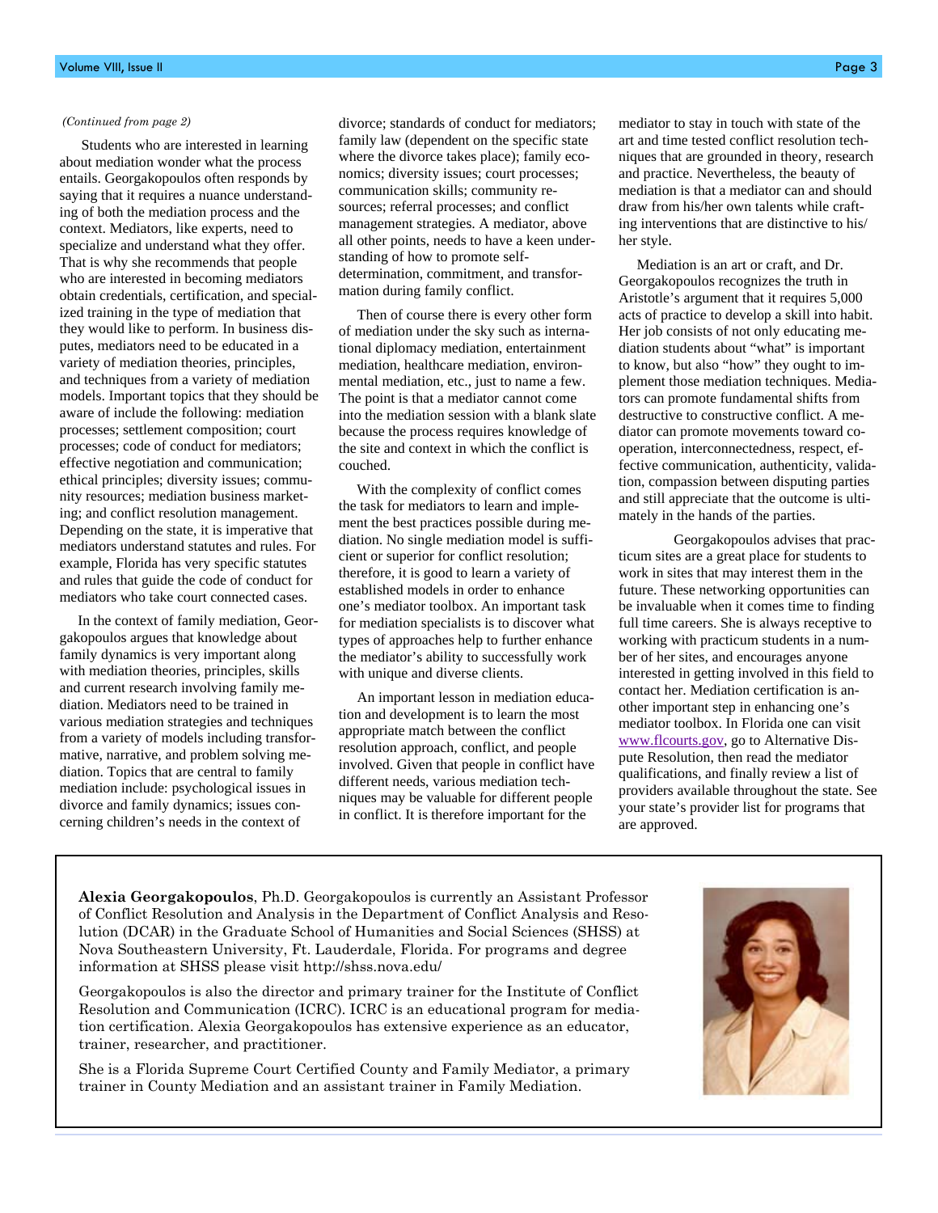*(Continued from page 2)*

Students who are interested in learning about mediation wonder what the process entails. Georgakopoulos often responds by saying that it requires a nuance understanding of both the mediation process and the context. Mediators, like experts, need to specialize and understand what they offer. That is why she recommends that people who are interested in becoming mediators obtain credentials, certification, and specialized training in the type of mediation that they would like to perform. In business disputes, mediators need to be educated in a variety of mediation theories, principles, and techniques from a variety of mediation models. Important topics that they should be aware of include the following: mediation processes; settlement composition; court processes; code of conduct for mediators; effective negotiation and communication; ethical principles; diversity issues; community resources; mediation business marketing; and conflict resolution management. Depending on the state, it is imperative that mediators understand statutes and rules. For example, Florida has very specific statutes and rules that guide the code of conduct for mediators who take court connected cases.

In the context of family mediation, Georgakopoulos argues that knowledge about family dynamics is very important along with mediation theories, principles, skills and current research involving family mediation. Mediators need to be trained in various mediation strategies and techniques from a variety of models including transformative, narrative, and problem solving mediation. Topics that are central to family mediation include: psychological issues in divorce and family dynamics; issues concerning children's needs in the context of divorce; standards of conduct for mediators; family law (dependent on the specific state where the divorce takes place); family economics; diversity issues; court processes; communication skills; community resources; referral processes; and conflict management strategies. A mediator, above all other points, needs to have a keen understanding of how to promote self-determination, commitment, and transformation during family conflict.

Then of course there is every other form of mediation under the sky such as international diplomacy mediation, entertainment mediation, healthcare mediation, environmental mediation, etc., just to name a few. The point is that a mediator cannot come into the mediation session with a blank slate because the process requires knowledge of the site and context in which the conflict is couched.

With the complexity of conflict comes the task for mediators to learn and implement the best practices possible during mediation. No single mediation model is sufficient or superior for conflict resolution; therefore, it is good to learn a variety of established models in order to enhance one's mediator toolbox. An important task for mediation specialists is to discover what types of approaches help to further enhance the mediator's ability to successfully work with unique and diverse clients.

An important lesson in mediation education and development is to learn the most appropriate match between the conflict resolution approach, conflict, and people involved. Given that people in conflict have different needs, various mediation techniques may be valuable for different people in conflict. It is therefore important for the mediator to stay in touch with state of the art and time tested conflict resolution techniques that are grounded in theory, research and practice. Nevertheless, the beauty of mediation is that a mediator can and should draw from his/her own talents while crafting interventions that are distinctive to his/her style.

Mediation is an art or craft, and Dr. Georgakopoulos recognizes the truth in Aristotle's argument that it requires 5,000 acts of practice to develop a skill into habit. Her job consists of not only educating mediation students about "what" is important to know, but also "how" they ought to implement those mediation techniques. Mediators can promote fundamental shifts from destructive to constructive conflict. A mediator can promote movements toward cooperation, interconnectedness, respect, effective communication, authenticity, validation, compassion between disputing parties and still appreciate that the outcome is ultimately in the hands of the parties.

Georgakopoulos advises that practicum sites are a great place for students to work in sites that may interest them in the future. These networking opportunities can be invaluable when it comes time to finding full time careers. She is always receptive to working with practicum students in a number of her sites, and encourages anyone interested in getting involved in this field to contact her. Mediation certification is another important step in enhancing one's mediator toolbox. In Florida one can visit www.flcourts.gov, go to Alternative Dispute Resolution, then read the mediator qualifications, and finally review a list of providers available throughout the state. See your state's provider list for programs that are approved.

**Alexia Georgakopoulos**, Ph.D. Georgakopoulos is currently an Assistant Professor of Conflict Resolution and Analysis in the Department of Conflict Analysis and Resolution (DCAR) in the Graduate School of Humanities and Social Sciences (SHSS) at Nova Southeastern University, Ft. Lauderdale, Florida. For programs and degree information at SHSS please visit http://shss.nova.edu/

Georgakopoulos is also the director and primary trainer for the Institute of Conflict Resolution and Communication (ICRC). ICRC is an educational program for mediation certification. Alexia Georgakopoulos has extensive experience as an educator, trainer, researcher, and practitioner.

She is a Florida Supreme Court Certified County and Family Mediator, a primary trainer in County Mediation and an assistant trainer in Family Mediation.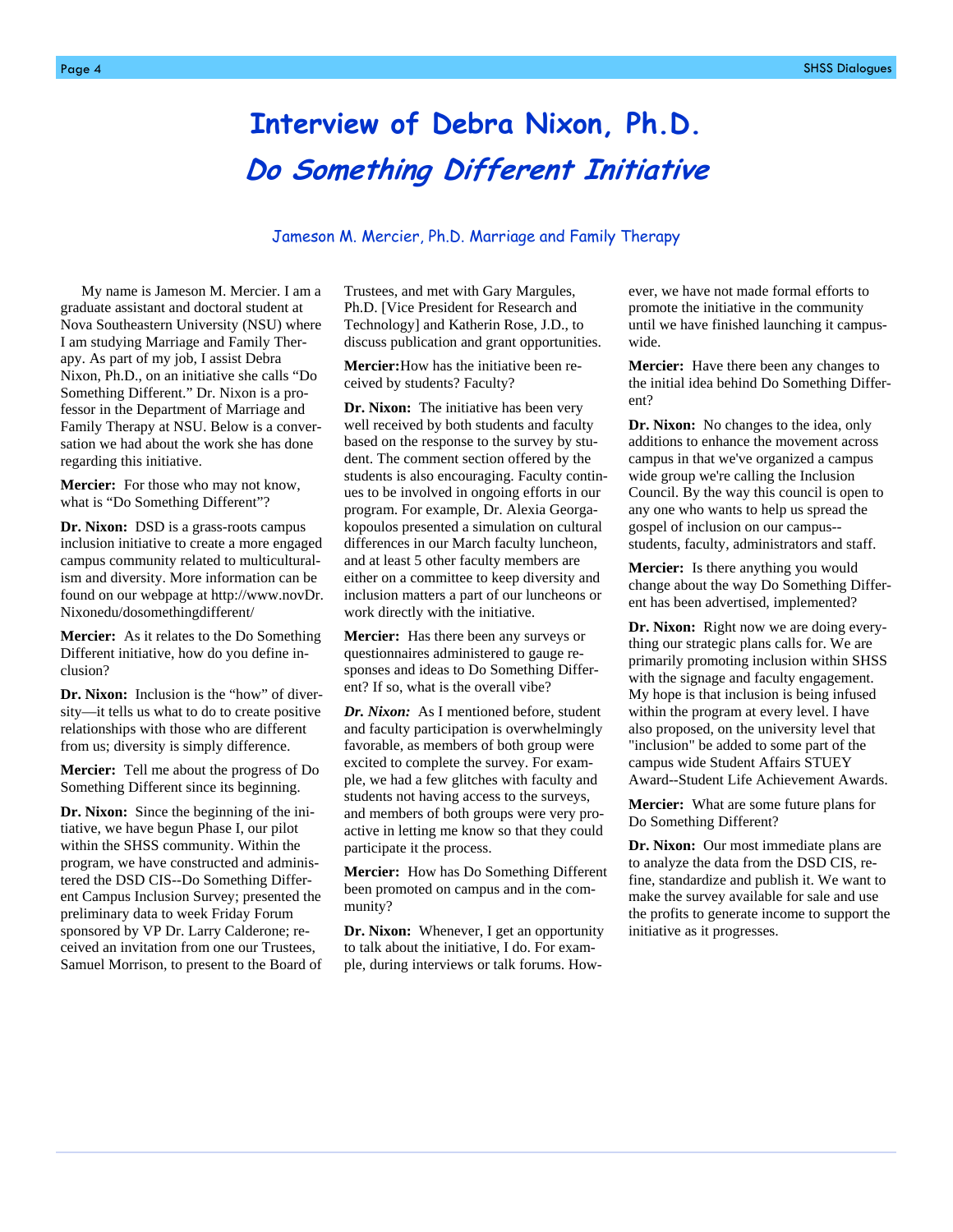# Interview of Debra Nixon, Ph.D.

## *Do Something Different Initiative*

Jameson M. Mercier, Ph.D. Marriage and Family Therapy

My name is Jameson M. Mercier. I am a graduate assistant and doctoral student at Nova Southeastern University (NSU) where I am studying Marriage and Family Therapy. As part of my job, I assist Debra Nixon, Ph.D., on an initiative she calls "Do Something Different." Dr. Nixon is a professor in the Department of Marriage and Family Therapy at NSU. Below is a conversation we had about the work she has done regarding this initiative.

**Mercier:** For those who may not know, what is "Do Something Different"?

**Dr. Nixon:** DSD is a grass-roots campus inclusion initiative to create a more engaged campus community related to multiculturalism and diversity. More information can be found on our webpage at http://www.novDr. Nixonedu/dosomethingdifferent/

**Mercier:** As it relates to the Do Something Different initiative, how do you define inclusion?

**Dr. Nixon:** Inclusion is the "how" of diversity—it tells us what to do to create positive relationships with those who are different from us; diversity is simply difference.

**Mercier:** Tell me about the progress of Do Something Different since its beginning.

**Dr. Nixon:** Since the beginning of the initiative, we have begun Phase I, our pilot within the SHSS community. Within the program, we have constructed and administered the DSD CIS--Do Something Different Campus Inclusion Survey; presented the preliminary data to week Friday Forum sponsored by VP Dr. Larry Calderone; received an invitation from one our Trustees, Samuel Morrison, to present to the Board of Trustees, and met with Gary Margules, Ph.D. [Vice President for Research and Technology] and Katherin Rose, J.D., to discuss publication and grant opportunities.

**Mercier:** How has the initiative been received by students? Faculty?

**Dr. Nixon:** The initiative has been very well received by both students and faculty based on the response to the survey by student. The comment section offered by the students is also encouraging. Faculty continues to be involved in ongoing efforts in our program. For example, Dr. Alexia Georgakopoulos presented a simulation on cultural differences in our March faculty luncheon, and at least 5 other faculty members are either on a committee to keep diversity and inclusion matters a part of our luncheons or work directly with the initiative.

**Mercier:** Has there been any surveys or questionnaires administered to gauge responses and ideas to Do Something Different? If so, what is the overall vibe?

***Dr. Nixon:*** As I mentioned before, student and faculty participation is overwhelmingly favorable, as members of both group were excited to complete the survey. For example, we had a few glitches with faculty and students not having access to the surveys, and members of both groups were very proactive in letting me know so that they could participate it the process.

**Mercier:** How has Do Something Different been promoted on campus and in the community?

**Dr. Nixon:** Whenever, I get an opportunity to talk about the initiative, I do. For example, during interviews or talk forums. However, we have not made formal efforts to promote the initiative in the community until we have finished launching it campus-wide.

**Mercier:** Have there been any changes to the initial idea behind Do Something Different?

**Dr. Nixon:** No changes to the idea, only additions to enhance the movement across campus in that we've organized a campus wide group we're calling the Inclusion Council. By the way this council is open to any one who wants to help us spread the gospel of inclusion on our campus--students, faculty, administrators and staff.

**Mercier:** Is there anything you would change about the way Do Something Different has been advertised, implemented?

**Dr. Nixon:** Right now we are doing everything our strategic plans calls for. We are primarily promoting inclusion within SHSS with the signage and faculty engagement. My hope is that inclusion is being infused within the program at every level. I have also proposed, on the university level that "inclusion" be added to some part of the campus wide Student Affairs STUEY Award--Student Life Achievement Awards.

**Mercier:** What are some future plans for Do Something Different?

**Dr. Nixon:** Our most immediate plans are to analyze the data from the DSD CIS, refine, standardize and publish it. We want to make the survey available for sale and use the profits to generate income to support the initiative as it progresses.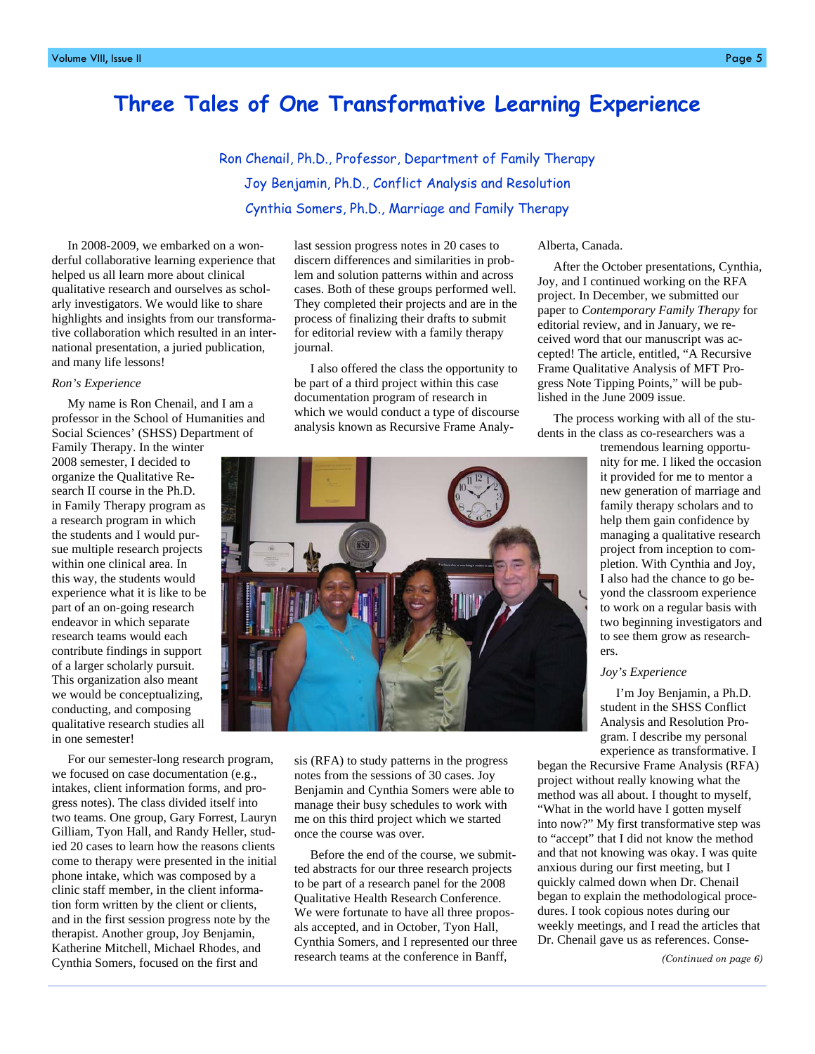# Three Tales of One Transformative Learning Experience

Ron Chenail, Ph.D., Professor, Department of Family Therapy

Joy Benjamin, Ph.D., Conflict Analysis and Resolution

Cynthia Somers, Ph.D., Marriage and Family Therapy

In 2008-2009, we embarked on a wonderful collaborative learning experience that helped us all learn more about clinical qualitative research and ourselves as scholarly investigators. We would like to share highlights and insights from our transformative collaboration which resulted in an international presentation, a juried publication, and many life lessons!

*Ron's Experience*

My name is Ron Chenail, and I am a professor in the School of Humanities and Social Sciences' (SHSS) Department of Family Therapy. In the winter 2008 semester, I decided to organize the Qualitative Research II course in the Ph.D. in Family Therapy program as a research program in which the students and I would pursue multiple research projects within one clinical area. In this way, the students would experience what it is like to be part of an on-going research endeavor in which separate research teams would each contribute findings in support of a larger scholarly pursuit. This organization also meant we would be conceptualizing, conducting, and composing qualitative research studies all in one semester!

For our semester-long research program, we focused on case documentation (e.g., intakes, client information forms, and progress notes). The class divided itself into two teams. One group, Gary Forrest, Lauryn Gilliam, Tyon Hall, and Randy Heller, studied 20 cases to learn how the reasons clients come to therapy were presented in the initial phone intake, which was composed by a clinic staff member, in the client information form written by the client or clients, and in the first session progress note by the therapist. Another group, Joy Benjamin, Katherine Mitchell, Michael Rhodes, and Cynthia Somers, focused on the first and last session progress notes in 20 cases to discern differences and similarities in problem and solution patterns within and across cases. Both of these groups performed well. They completed their projects and are in the process of finalizing their drafts to submit for editorial review with a family therapy journal.

I also offered the class the opportunity to be part of a third project within this case documentation program of research in which we would conduct a type of discourse analysis known as Recursive Frame Analysis (RFA) to study patterns in the progress notes from the sessions of 30 cases. Joy Benjamin and Cynthia Somers were able to manage their busy schedules to work with me on this third project which we started once the course was over.

Before the end of the course, we submitted abstracts for our three research projects to be part of a research panel for the 2008 Qualitative Health Research Conference. We were fortunate to have all three proposals accepted, and in October, Tyon Hall, Cynthia Somers, and I represented our three research teams at the conference in Banff, Alberta, Canada.

After the October presentations, Cynthia, Joy, and I continued working on the RFA project. In December, we submitted our paper to *Contemporary Family Therapy* for editorial review, and in January, we received word that our manuscript was accepted! The article, entitled, "A Recursive Frame Qualitative Analysis of MFT Progress Note Tipping Points," will be published in the June 2009 issue.

The process working with all of the students in the class as co-researchers was a tremendous learning opportunity for me. I liked the occasion it provided for me to mentor a new generation of marriage and family therapy scholars and to help them gain confidence by managing a qualitative research project from inception to completion. With Cynthia and Joy, I also had the chance to go beyond the classroom experience to work on a regular basis with two beginning investigators and to see them grow as researchers.

*Joy's Experience*

I'm Joy Benjamin, a Ph.D. student in the SHSS Conflict Analysis and Resolution Program. I describe my personal experience as transformative. I began the Recursive Frame Analysis (RFA) project without really knowing what the method was all about. I thought to myself, "What in the world have I gotten myself into now?" My first transformative step was to "accept" that I did not know the method and that not knowing was okay. I was quite anxious during our first meeting, but I quickly calmed down when Dr. Chenail began to explain the methodological procedures. I took copious notes during our weekly meetings, and I read the articles that Dr. Chenail gave us as references. Conse-

*(Continued on page 6)*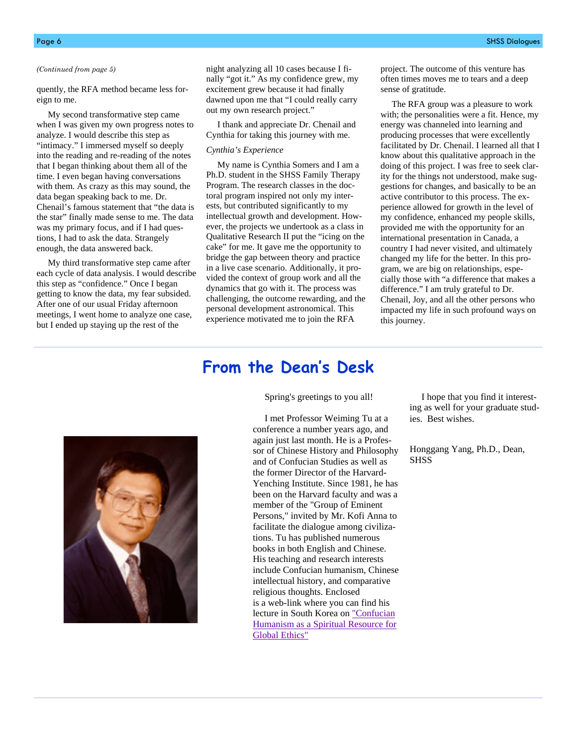*(Continued from page 5)*

quently, the RFA method became less foreign to me.

My second transformative step came when I was given my own progress notes to analyze. I would describe this step as "intimacy." I immersed myself so deeply into the reading and re-reading of the notes that I began thinking about them all of the time. I even began having conversations with them. As crazy as this may sound, the data began speaking back to me. Dr. Chenail's famous statement that "the data is the star" finally made sense to me. The data was my primary focus, and if I had questions, I had to ask the data. Strangely enough, the data answered back.

My third transformative step came after each cycle of data analysis. I would describe this step as "confidence." Once I began getting to know the data, my fear subsided. After one of our usual Friday afternoon meetings, I went home to analyze one case, but I ended up staying up the rest of the night analyzing all 10 cases because I finally "got it." As my confidence grew, my excitement grew because it had finally dawned upon me that "I could really carry out my own research project."

I thank and appreciate Dr. Chenail and Cynthia for taking this journey with me.

*Cynthia's Experience*

My name is Cynthia Somers and I am a Ph.D. student in the SHSS Family Therapy Program. The research classes in the doctoral program inspired not only my interests, but contributed significantly to my intellectual growth and development. However, the projects we undertook as a class in Qualitative Research II put the "icing on the cake" for me. It gave me the opportunity to bridge the gap between theory and practice in a live case scenario. Additionally, it provided the context of group work and all the dynamics that go with it. The process was challenging, the outcome rewarding, and the personal development astronomical. This experience motivated me to join the RFA project. The outcome of this venture has often times moves me to tears and a deep sense of gratitude.

The RFA group was a pleasure to work with; the personalities were a fit. Hence, my energy was channeled into learning and producing processes that were excellently facilitated by Dr. Chenail. I learned all that I know about this qualitative approach in the doing of this project. I was free to seek clarity for the things not understood, make suggestions for changes, and basically to be an active contributor to this process. The experience allowed for growth in the level of my confidence, enhanced my people skills, provided me with the opportunity for an international presentation in Canada, a country I had never visited, and ultimately changed my life for the better. In this program, we are big on relationships, especially those with "a difference that makes a difference." I am truly grateful to Dr. Chenail, Joy, and all the other persons who impacted my life in such profound ways on this journey.

## From the Dean's Desk

Spring's greetings to you all!

I met Professor Weiming Tu at a conference a number years ago, and again just last month. He is a Professor of Chinese History and Philosophy and of Confucian Studies as well as the former Director of the Harvard-Yenching Institute. Since 1981, he has been on the Harvard faculty and was a member of the "Group of Eminent Persons," invited by Mr. Kofi Anna to facilitate the dialogue among civilizations. Tu has published numerous books in both English and Chinese. His teaching and research interests include Confucian humanism, Chinese intellectual history, and comparative religious thoughts. Enclosed is a web-link where you can find his lecture in South Korea on "Confucian Humanism as a Spiritual Resource for Global Ethics"

I hope that you find it interesting as well for your graduate studies. Best wishes.

Honggang Yang, Ph.D., Dean, SHSS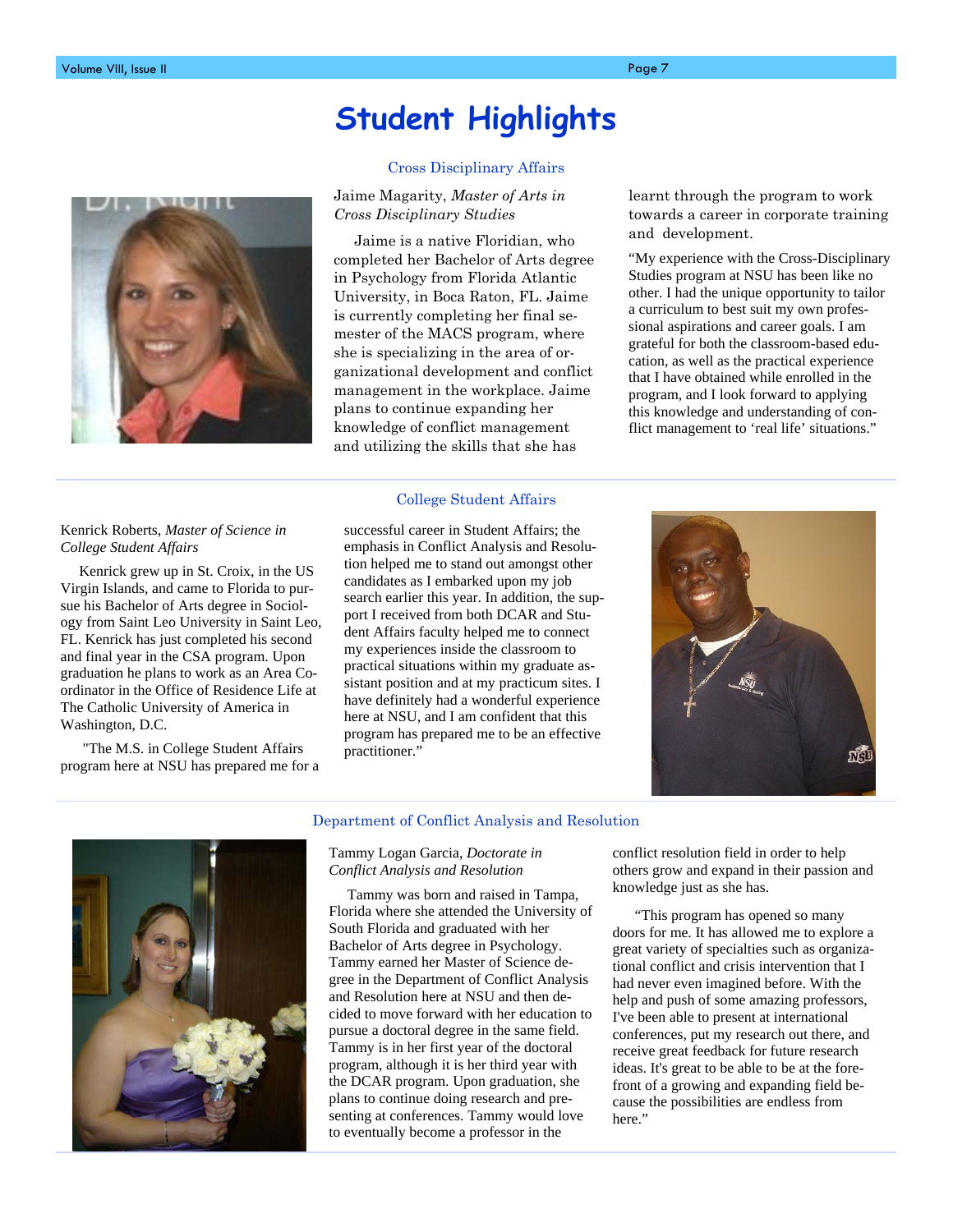# Student Highlights

## Cross Disciplinary Affairs

Jaime Magarity, *Master of Arts in Cross Disciplinary Studies*

Jaime is a native Floridian, who completed her Bachelor of Arts degree in Psychology from Florida Atlantic University, in Boca Raton, FL. Jaime is currently completing her final semester of the MACS program, where she is specializing in the area of organizational development and conflict management in the workplace. Jaime plans to continue expanding her knowledge of conflict management and utilizing the skills that she has learnt through the program to work towards a career in corporate training and development.

"My experience with the Cross-Disciplinary Studies program at NSU has been like no other. I had the unique opportunity to tailor a curriculum to best suit my own professional aspirations and career goals. I am grateful for both the classroom-based education, as well as the practical experience that I have obtained while enrolled in the program, and I look forward to applying this knowledge and understanding of conflict management to 'real life' situations."

## College Student Affairs

Kenrick Roberts, *Master of Science in College Student Affairs*

Kenrick grew up in St. Croix, in the US Virgin Islands, and came to Florida to pursue his Bachelor of Arts degree in Sociology from Saint Leo University in Saint Leo, FL. Kenrick has just completed his second and final year in the CSA program. Upon graduation he plans to work as an Area Coordinator in the Office of Residence Life at The Catholic University of America in Washington, D.C.

"The M.S. in College Student Affairs program here at NSU has prepared me for a successful career in Student Affairs; the emphasis in Conflict Analysis and Resolution helped me to stand out amongst other candidates as I embarked upon my job search earlier this year. In addition, the support I received from both DCAR and Student Affairs faculty helped me to connect my experiences inside the classroom to practical situations within my graduate assistant position and at my practicum sites. I have definitely had a wonderful experience here at NSU, and I am confident that this program has prepared me to be an effective practitioner."

## Department of Conflict Analysis and Resolution

Tammy Logan Garcia, *Doctorate in Conflict Analysis and Resolution*

Tammy was born and raised in Tampa, Florida where she attended the University of South Florida and graduated with her Bachelor of Arts degree in Psychology. Tammy earned her Master of Science degree in the Department of Conflict Analysis and Resolution here at NSU and then decided to move forward with her education to pursue a doctoral degree in the same field. Tammy is in her first year of the doctoral program, although it is her third year with the DCAR program. Upon graduation, she plans to continue doing research and presenting at conferences. Tammy would love to eventually become a professor in the conflict resolution field in order to help others grow and expand in their passion and knowledge just as she has.

"This program has opened so many doors for me. It has allowed me to explore a great variety of specialties such as organizational conflict and crisis intervention that I had never even imagined before. With the help and push of some amazing professors, I've been able to present at international conferences, put my research out there, and receive great feedback for future research ideas. It's great to be able to be at the forefront of a growing and expanding field because the possibilities are endless from here."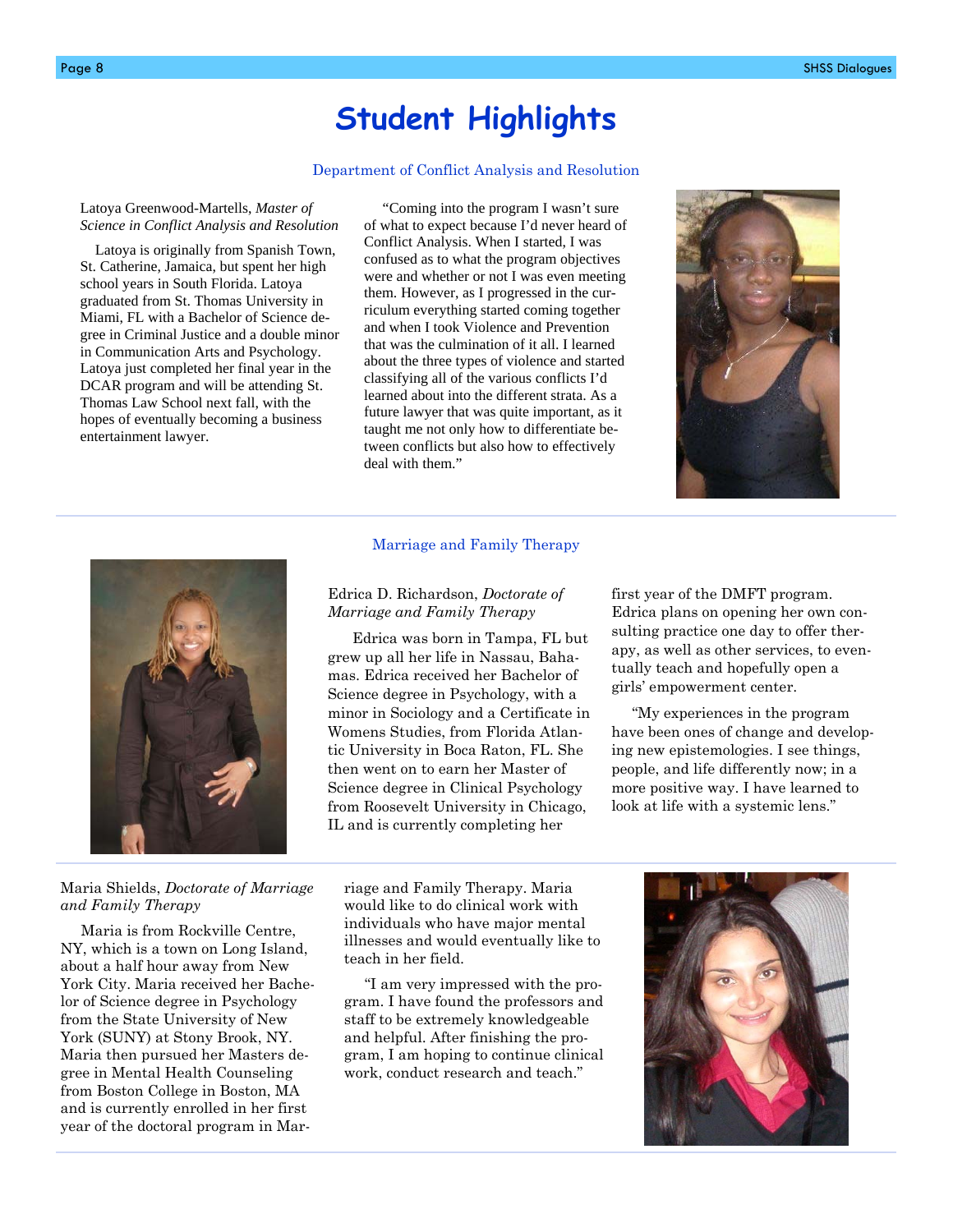# Student Highlights

## Department of Conflict Analysis and Resolution

Latoya Greenwood-Martells, *Master of Science in Conflict Analysis and Resolution*

Latoya is originally from Spanish Town, St. Catherine, Jamaica, but spent her high school years in South Florida. Latoya graduated from St. Thomas University in Miami, FL with a Bachelor of Science degree in Criminal Justice and a double minor in Communication Arts and Psychology. Latoya just completed her final year in the DCAR program and will be attending St. Thomas Law School next fall, with the hopes of eventually becoming a business entertainment lawyer.

"Coming into the program I wasn't sure of what to expect because I'd never heard of Conflict Analysis. When I started, I was confused as to what the program objectives were and whether or not I was even meeting them. However, as I progressed in the curriculum everything started coming together and when I took Violence and Prevention that was the culmination of it all. I learned about the three types of violence and started classifying all of the various conflicts I'd learned about into the different strata. As a future lawyer that was quite important, as it taught me not only how to differentiate between conflicts but also how to effectively deal with them."

## Marriage and Family Therapy

Edrica D. Richardson, *Doctorate of Marriage and Family Therapy*

Edrica was born in Tampa, FL but grew up all her life in Nassau, Bahamas. Edrica received her Bachelor of Science degree in Psychology, with a minor in Sociology and a Certificate in Womens Studies, from Florida Atlantic University in Boca Raton, FL. She then went on to earn her Master of Science degree in Clinical Psychology from Roosevelt University in Chicago, IL and is currently completing her first year of the DMFT program. Edrica plans on opening her own consulting practice one day to offer therapy, as well as other services, to eventually teach and hopefully open a girls' empowerment center.

"My experiences in the program have been ones of change and developing new epistemologies. I see things, people, and life differently now; in a more positive way. I have learned to look at life with a systemic lens."

Maria Shields, *Doctorate of Marriage and Family Therapy*

Maria is from Rockville Centre, NY, which is a town on Long Island, about a half hour away from New York City. Maria received her Bachelor of Science degree in Psychology from the State University of New York (SUNY) at Stony Brook, NY. Maria then pursued her Masters degree in Mental Health Counseling from Boston College in Boston, MA and is currently enrolled in her first year of the doctoral program in Marriage and Family Therapy. Maria would like to do clinical work with individuals who have major mental illnesses and would eventually like to teach in her field.

"I am very impressed with the program. I have found the professors and staff to be extremely knowledgeable and helpful. After finishing the program, I am hoping to continue clinical work, conduct research and teach."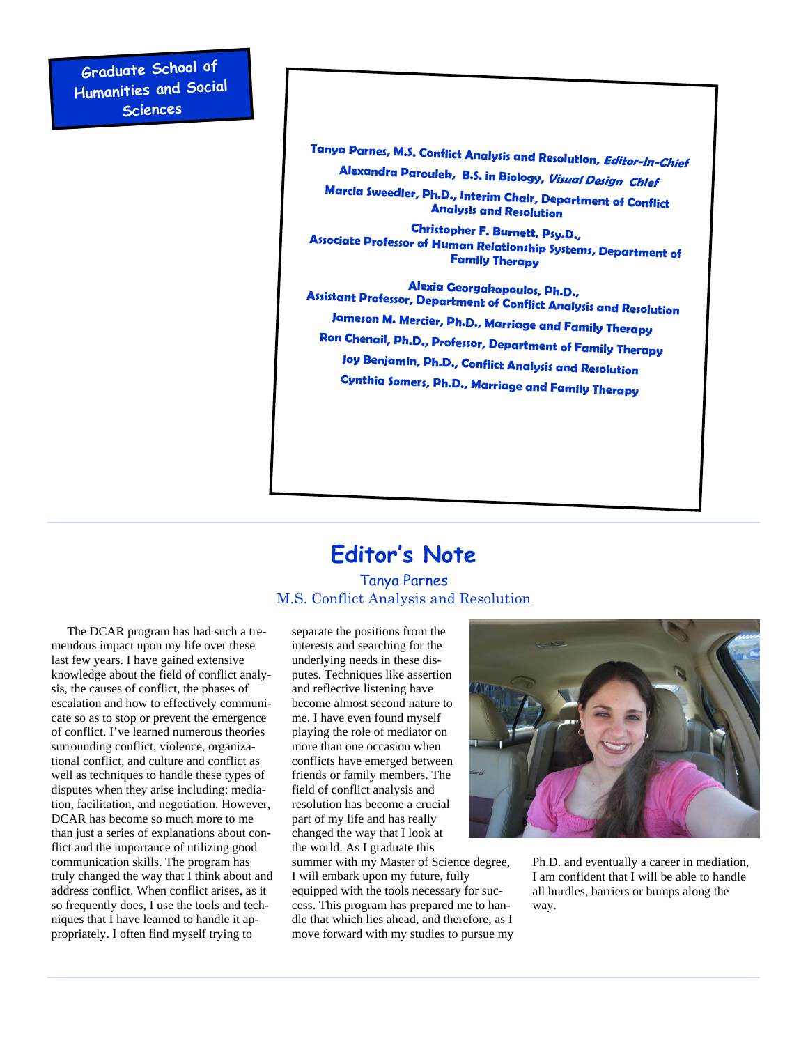**Graduate School of Humanities and Social Sciences**

**Tanya Parnes, M.S. Conflict Analysis and Resolution, *Editor-In-Chief***

**Alexandra Paroulek, B.S. in Biology, *Visual Design Chief***

**Marcia Sweedler, Ph.D., Interim Chair, Department of Conflict Analysis and Resolution**

**Christopher F. Burnett, Psy.D., Associate Professor of Human Relationship Systems, Department of Family Therapy**

**Alexia Georgakopoulos, Ph.D., Assistant Professor, Department of Conflict Analysis and Resolution**

**Jameson M. Mercier, Ph.D., Marriage and Family Therapy**

**Ron Chenail, Ph.D., Professor, Department of Family Therapy**

**Joy Benjamin, Ph.D., Conflict Analysis and Resolution**

**Cynthia Somers, Ph.D., Marriage and Family Therapy**

## Editor's Note

Tanya Parnes

M.S. Conflict Analysis and Resolution

The DCAR program has had such a tremendous impact upon my life over these last few years. I have gained extensive knowledge about the field of conflict analysis, the causes of conflict, the phases of escalation and how to effectively communicate so as to stop or prevent the emergence of conflict. I've learned numerous theories surrounding conflict, violence, organizational conflict, and culture and conflict as well as techniques to handle these types of disputes when they arise including: mediation, facilitation, and negotiation. However, DCAR has become so much more to me than just a series of explanations about conflict and the importance of utilizing good communication skills. The program has truly changed the way that I think about and address conflict. When conflict arises, as it so frequently does, I use the tools and techniques that I have learned to handle it appropriately. I often find myself trying to separate the positions from the interests and searching for the underlying needs in these disputes. Techniques like assertion and reflective listening have become almost second nature to me. I have even found myself playing the role of mediator on more than one occasion when conflicts have emerged between friends or family members. The field of conflict analysis and resolution has become a crucial part of my life and has really changed the way that I look at the world. As I graduate this summer with my Master of Science degree, I will embark upon my future, fully equipped with the tools necessary for success. This program has prepared me to handle that which lies ahead, and therefore, as I move forward with my studies to pursue my Ph.D. and eventually a career in mediation, I am confident that I will be able to handle all hurdles, barriers or bumps along the way.